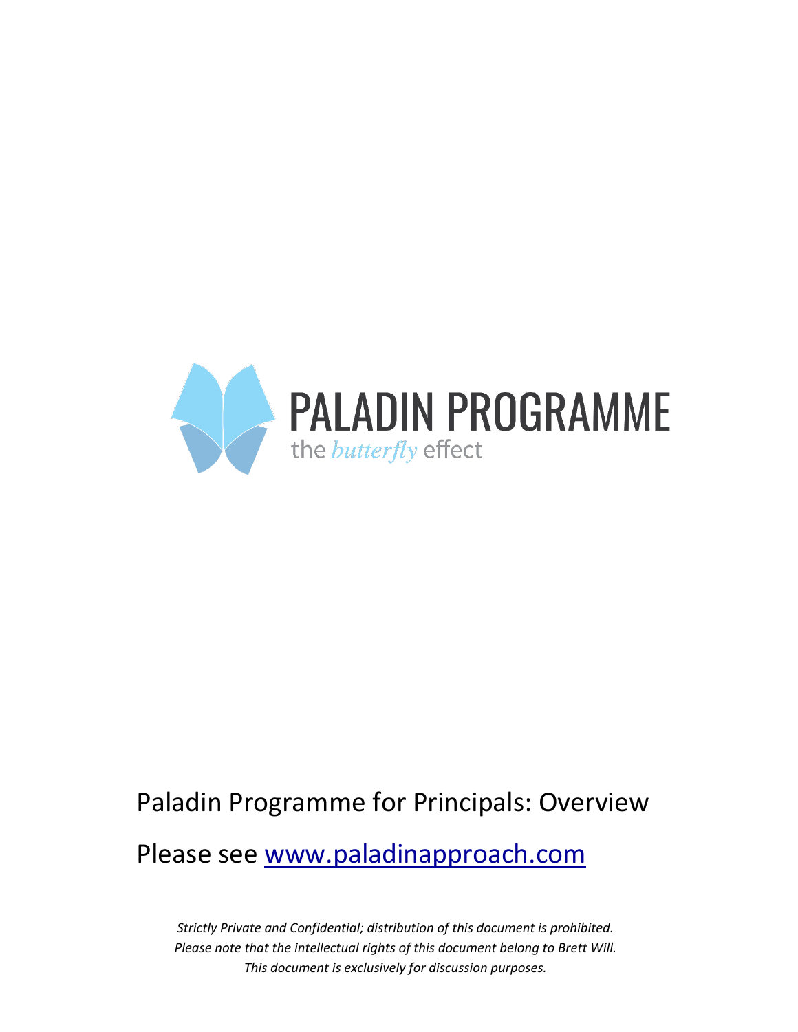# PALADIN PROGRAMME

the *butterfly* effect

Paladin Programme for Principals: Overview

Please see [www.paladinapproach.com](http://www.paladinapproach.com)

*Strictly Private and Confidential; distribution of this document is prohibited.*
*Please note that the intellectual rights of this document belong to Brett Will.*
*This document is exclusively for discussion purposes.*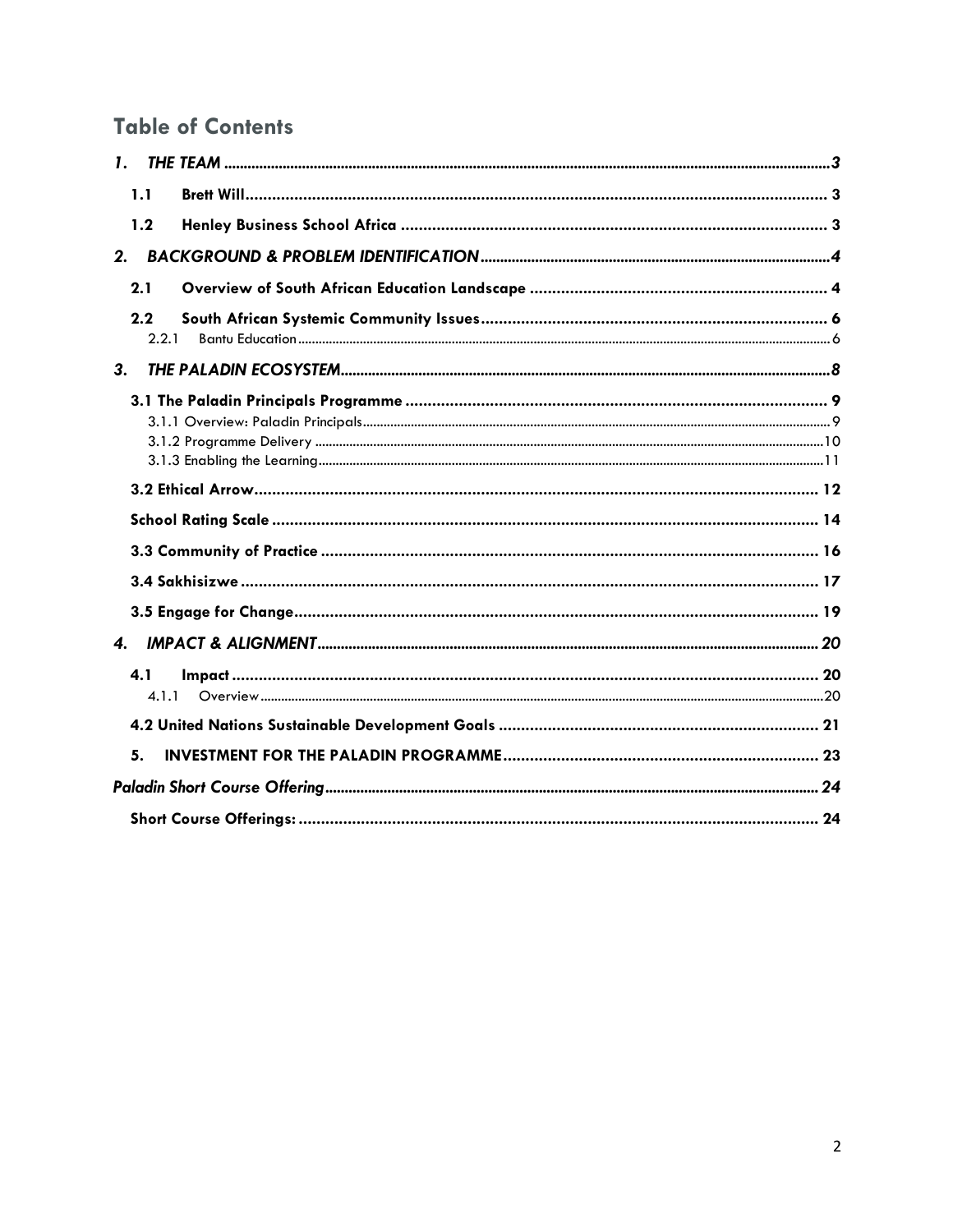## Table of Contents

*1. THE TEAM* ..... 3

- **1.1 Brett Will** ..... 3
- **1.2 Henley Business School Africa** ..... 3

*2. BACKGROUND & PROBLEM IDENTIFICATION* ..... 4

- **2.1 Overview of South African Education Landscape** ..... 4
- **2.2 South African Systemic Community Issues** ..... 6
  - 2.2.1 Bantu Education ..... 6

*3. THE PALADIN ECOSYSTEM* ..... 8

- **3.1 The Paladin Principals Programme** ..... 9
  - 3.1.1 Overview: Paladin Principals ..... 9
  - 3.1.2 Programme Delivery ..... 10
  - 3.1.3 Enabling the Learning ..... 11
- **3.2 Ethical Arrow** ..... 12
- **School Rating Scale** ..... 14
- **3.3 Community of Practice** ..... 16
- **3.4 Sakhisizwe** ..... 17
- **3.5 Engage for Change** ..... 19

*4. IMPACT & ALIGNMENT* ..... 20

- **4.1 Impact** ..... 20
  - 4.1.1 Overview ..... 20
- **4.2 United Nations Sustainable Development Goals** ..... 21
- **5. INVESTMENT FOR THE PALADIN PROGRAMME** ..... 23

*Paladin Short Course Offering* ..... 24

- **Short Course Offerings:** ..... 24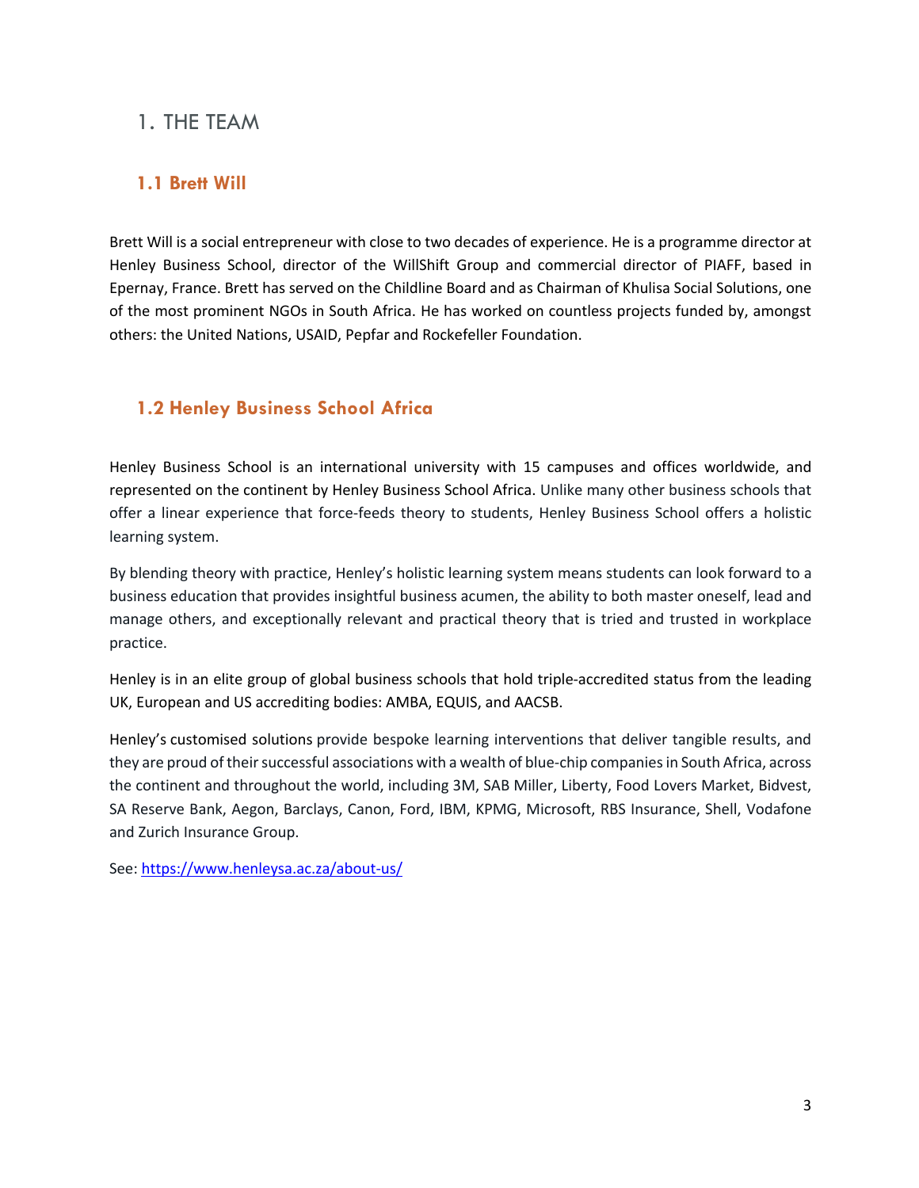# 1. THE TEAM

## 1.1 Brett Will

Brett Will is a social entrepreneur with close to two decades of experience. He is a programme director at Henley Business School, director of the WillShift Group and commercial director of PIAFF, based in Epernay, France. Brett has served on the Childline Board and as Chairman of Khulisa Social Solutions, one of the most prominent NGOs in South Africa. He has worked on countless projects funded by, amongst others: the United Nations, USAID, Pepfar and Rockefeller Foundation.

## 1.2 Henley Business School Africa

Henley Business School is an international university with 15 campuses and offices worldwide, and represented on the continent by Henley Business School Africa. Unlike many other business schools that offer a linear experience that force-feeds theory to students, Henley Business School offers a holistic learning system.

By blending theory with practice, Henley's holistic learning system means students can look forward to a business education that provides insightful business acumen, the ability to both master oneself, lead and manage others, and exceptionally relevant and practical theory that is tried and trusted in workplace practice.

Henley is in an elite group of global business schools that hold triple-accredited status from the leading UK, European and US accrediting bodies: AMBA, EQUIS, and AACSB.

Henley's customised solutions provide bespoke learning interventions that deliver tangible results, and they are proud of their successful associations with a wealth of blue-chip companies in South Africa, across the continent and throughout the world, including 3M, SAB Miller, Liberty, Food Lovers Market, Bidvest, SA Reserve Bank, Aegon, Barclays, Canon, Ford, IBM, KPMG, Microsoft, RBS Insurance, Shell, Vodafone and Zurich Insurance Group.

See: https://www.henleysa.ac.za/about-us/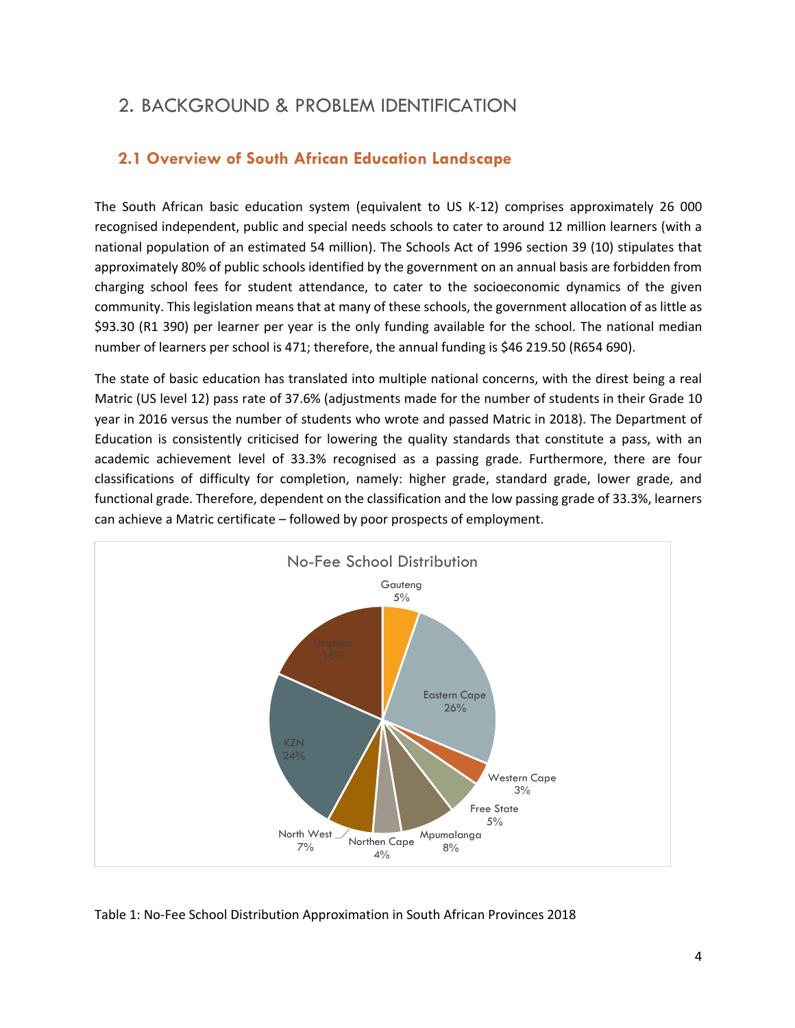## 2. BACKGROUND & PROBLEM IDENTIFICATION

### 2.1 Overview of South African Education Landscape

The South African basic education system (equivalent to US K-12) comprises approximately 26 000 recognised independent, public and special needs schools to cater to around 12 million learners (with a national population of an estimated 54 million). The Schools Act of 1996 section 39 (10) stipulates that approximately 80% of public schools identified by the government on an annual basis are forbidden from charging school fees for student attendance, to cater to the socioeconomic dynamics of the given community. This legislation means that at many of these schools, the government allocation of as little as $93.30 (R1 390) per learner per year is the only funding available for the school. The national median number of learners per school is 471; therefore, the annual funding is $46 219.50 (R654 690).

The state of basic education has translated into multiple national concerns, with the direst being a real Matric (US level 12) pass rate of 37.6% (adjustments made for the number of students in their Grade 10 year in 2016 versus the number of students who wrote and passed Matric in 2018). The Department of Education is consistently criticised for lowering the quality standards that constitute a pass, with an academic achievement level of 33.3% recognised as a passing grade. Furthermore, there are four classifications of difficulty for completion, namely: higher grade, standard grade, lower grade, and functional grade. Therefore, dependent on the classification and the low passing grade of 33.3%, learners can achieve a Matric certificate – followed by poor prospects of employment.

**No-Fee School Distribution**

| Province | Share |
|---|---|
| Gauteng | 5% |
| Eastern Cape | 26% |
| Western Cape | 3% |
| Free State | 5% |
| Mpumalanga | 8% |
| Northen Cape | 4% |
| North West | 7% |
| KZN | 24% |
| Limpopo | 18% |

Table 1: No-Fee School Distribution Approximation in South African Provinces 2018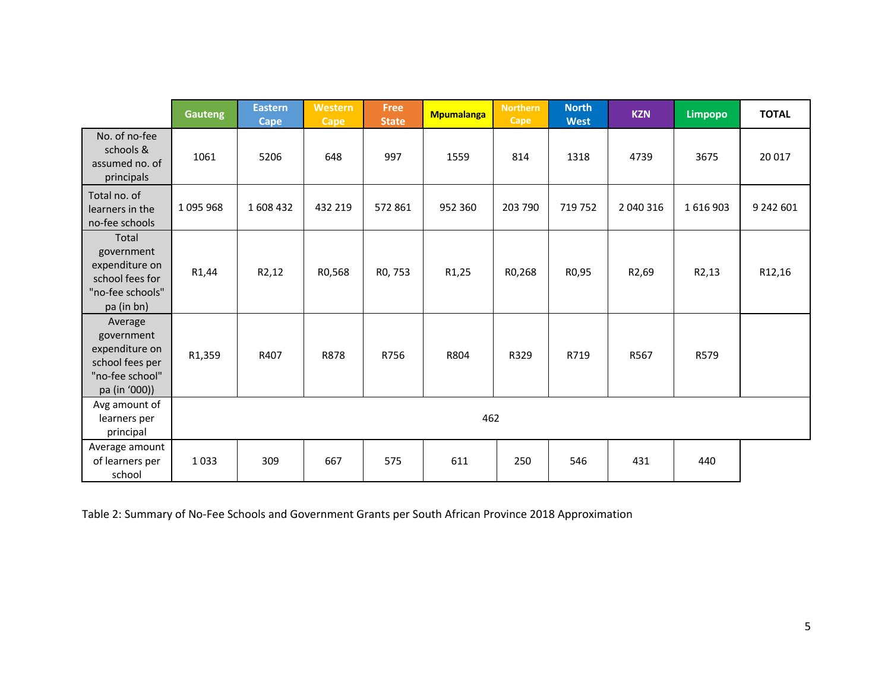| | Gauteng | Eastern Cape | Western Cape | Free State | Mpumalanga | Northern Cape | North West | KZN | Limpopo | TOTAL |
|---|---|---|---|---|---|---|---|---|---|---|
| No. of no-fee schools & assumed no. of principals | 1061 | 5206 | 648 | 997 | 1559 | 814 | 1318 | 4739 | 3675 | 20 017 |
| Total no. of learners in the no-fee schools | 1 095 968 | 1 608 432 | 432 219 | 572 861 | 952 360 | 203 790 | 719 752 | 2 040 316 | 1 616 903 | 9 242 601 |
| Total government expenditure on school fees for "no-fee schools" pa (in bn) | R1,44 | R2,12 | R0,568 | R0, 753 | R1,25 | R0,268 | R0,95 | R2,69 | R2,13 | R12,16 |
| Average government expenditure on school fees per "no-fee school" pa (in '000)) | R1,359 | R407 | R878 | R756 | R804 | R329 | R719 | R567 | R579 | |
| Avg amount of learners per principal | 462 | | | | | | | | | |
| Average amount of learners per school | 1 033 | 309 | 667 | 575 | 611 | 250 | 546 | 431 | 440 | |

Table 2: Summary of No-Fee Schools and Government Grants per South African Province 2018 Approximation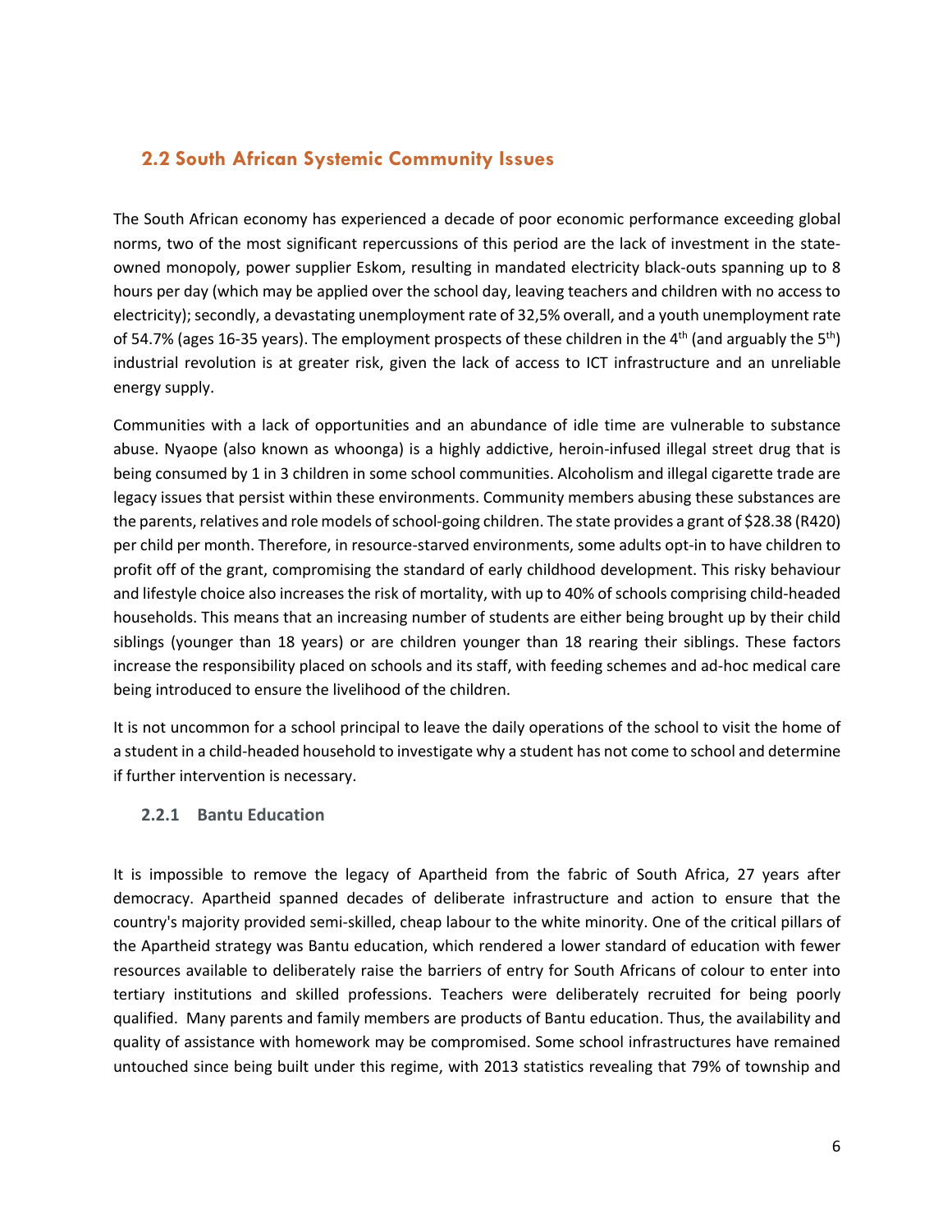## 2.2 South African Systemic Community Issues

The South African economy has experienced a decade of poor economic performance exceeding global norms, two of the most significant repercussions of this period are the lack of investment in the state-owned monopoly, power supplier Eskom, resulting in mandated electricity black-outs spanning up to 8 hours per day (which may be applied over the school day, leaving teachers and children with no access to electricity); secondly, a devastating unemployment rate of 32,5% overall, and a youth unemployment rate of 54.7% (ages 16-35 years). The employment prospects of these children in the 4$^{th}$ (and arguably the 5$^{th}$) industrial revolution is at greater risk, given the lack of access to ICT infrastructure and an unreliable energy supply.

Communities with a lack of opportunities and an abundance of idle time are vulnerable to substance abuse. Nyaope (also known as whoonga) is a highly addictive, heroin-infused illegal street drug that is being consumed by 1 in 3 children in some school communities. Alcoholism and illegal cigarette trade are legacy issues that persist within these environments. Community members abusing these substances are the parents, relatives and role models of school-going children. The state provides a grant of $28.38 (R420) per child per month. Therefore, in resource-starved environments, some adults opt-in to have children to profit off of the grant, compromising the standard of early childhood development. This risky behaviour and lifestyle choice also increases the risk of mortality, with up to 40% of schools comprising child-headed households. This means that an increasing number of students are either being brought up by their child siblings (younger than 18 years) or are children younger than 18 rearing their siblings. These factors increase the responsibility placed on schools and its staff, with feeding schemes and ad-hoc medical care being introduced to ensure the livelihood of the children.

It is not uncommon for a school principal to leave the daily operations of the school to visit the home of a student in a child-headed household to investigate why a student has not come to school and determine if further intervention is necessary.

### 2.2.1 Bantu Education

It is impossible to remove the legacy of Apartheid from the fabric of South Africa, 27 years after democracy. Apartheid spanned decades of deliberate infrastructure and action to ensure that the country's majority provided semi-skilled, cheap labour to the white minority. One of the critical pillars of the Apartheid strategy was Bantu education, which rendered a lower standard of education with fewer resources available to deliberately raise the barriers of entry for South Africans of colour to enter into tertiary institutions and skilled professions. Teachers were deliberately recruited for being poorly qualified. Many parents and family members are products of Bantu education. Thus, the availability and quality of assistance with homework may be compromised. Some school infrastructures have remained untouched since being built under this regime, with 2013 statistics revealing that 79% of township and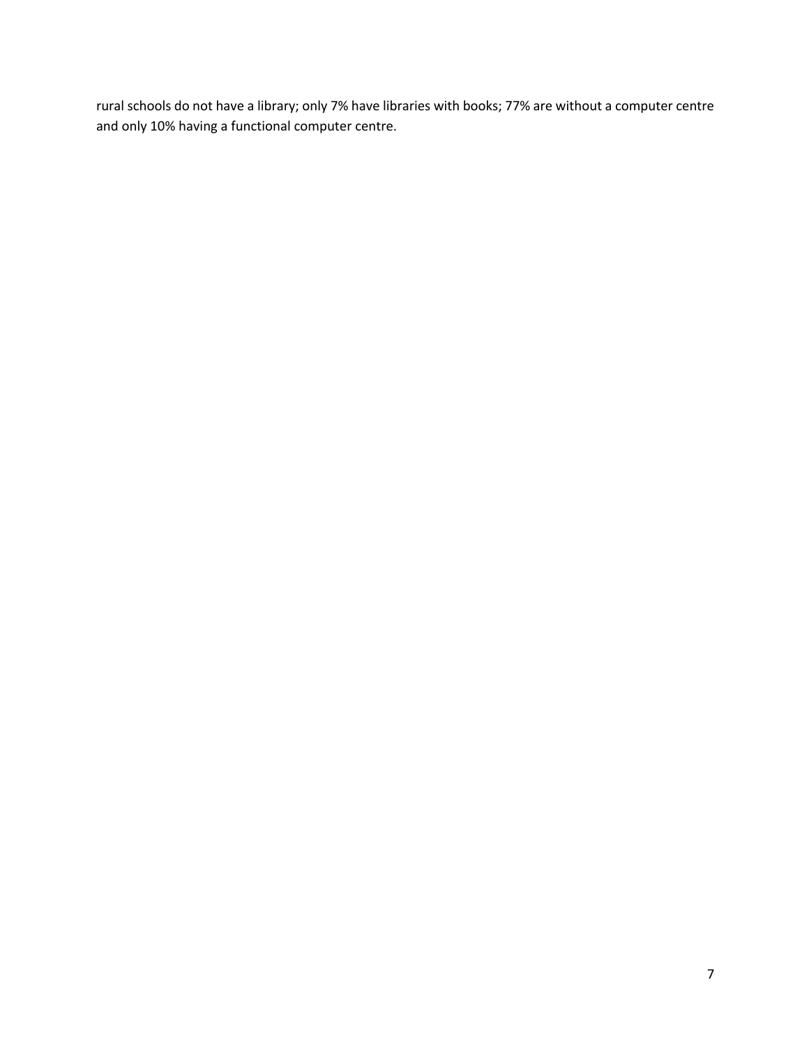rural schools do not have a library; only 7% have libraries with books; 77% are without a computer centre and only 10% having a functional computer centre.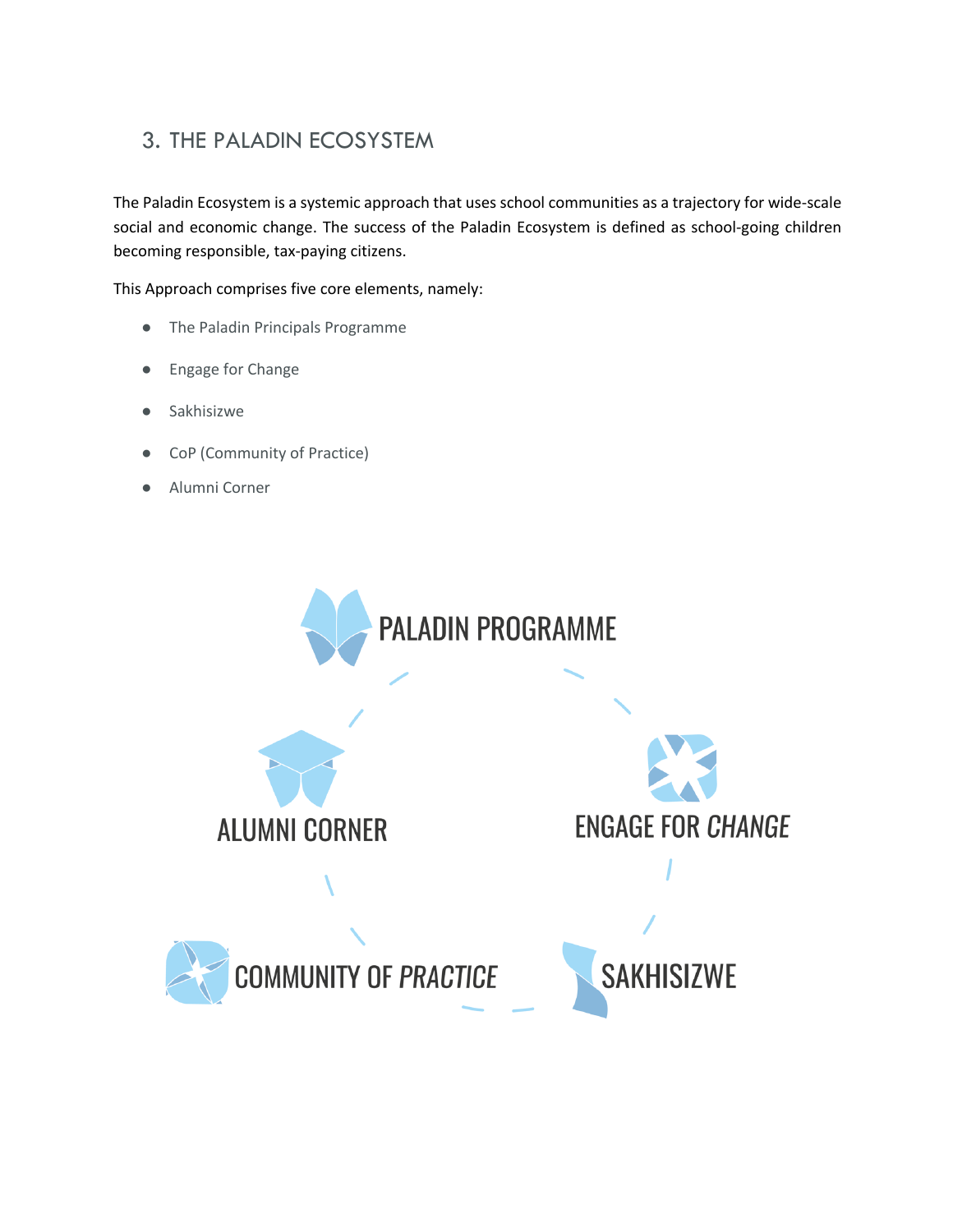## 3. THE PALADIN ECOSYSTEM

The Paladin Ecosystem is a systemic approach that uses school communities as a trajectory for wide-scale social and economic change. The success of the Paladin Ecosystem is defined as school-going children becoming responsible, tax-paying citizens.

This Approach comprises five core elements, namely:

- The Paladin Principals Programme
- Engage for Change
- Sakhisizwe
- CoP (Community of Practice)
- Alumni Corner

PALADIN PROGRAMME

ENGAGE FOR *CHANGE*

SAKHISIZWE

COMMUNITY OF *PRACTICE*

ALUMNI CORNER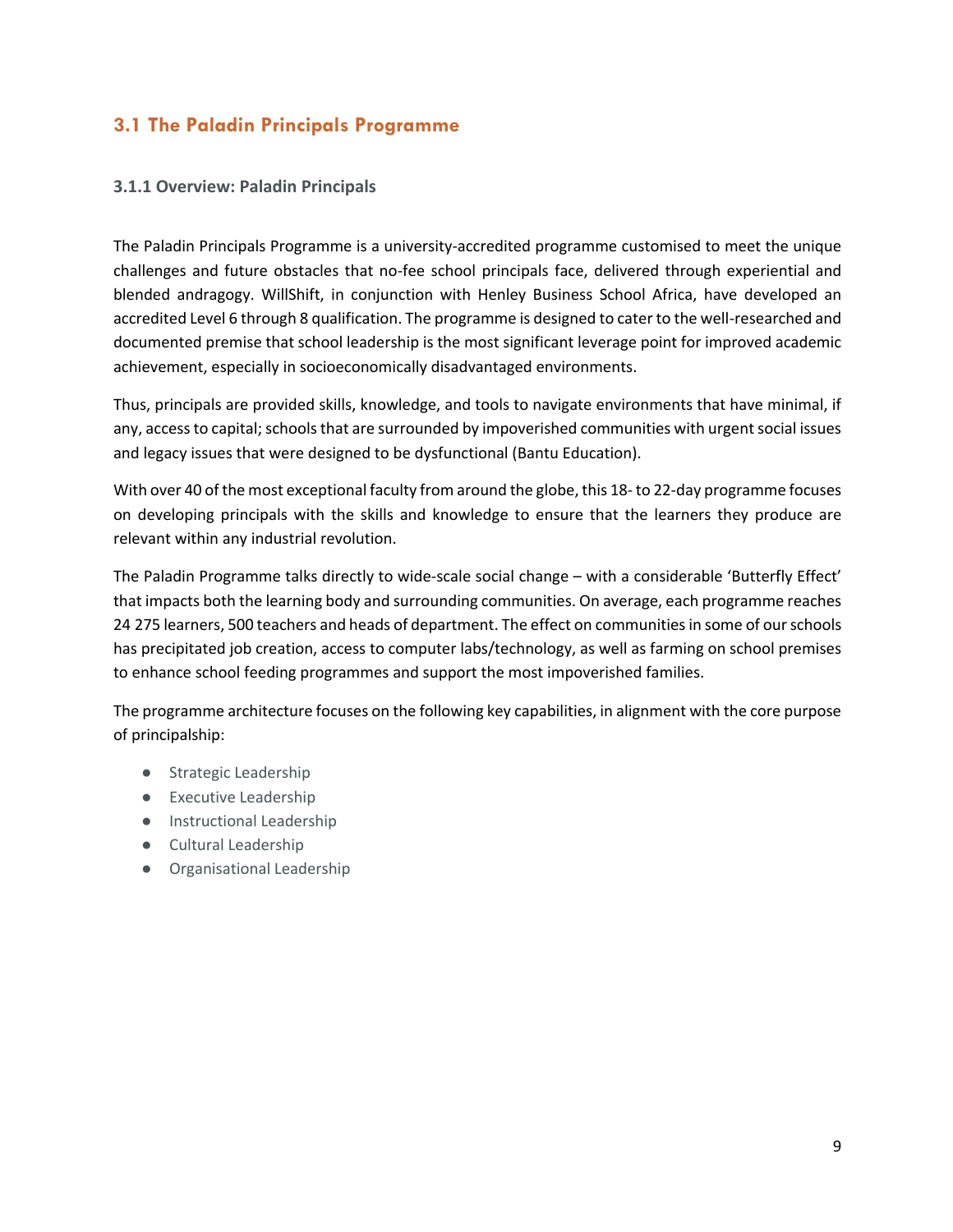## 3.1 The Paladin Principals Programme

### 3.1.1 Overview: Paladin Principals

The Paladin Principals Programme is a university-accredited programme customised to meet the unique challenges and future obstacles that no-fee school principals face, delivered through experiential and blended andragogy. WillShift, in conjunction with Henley Business School Africa, have developed an accredited Level 6 through 8 qualification. The programme is designed to cater to the well-researched and documented premise that school leadership is the most significant leverage point for improved academic achievement, especially in socioeconomically disadvantaged environments.

Thus, principals are provided skills, knowledge, and tools to navigate environments that have minimal, if any, access to capital; schools that are surrounded by impoverished communities with urgent social issues and legacy issues that were designed to be dysfunctional (Bantu Education).

With over 40 of the most exceptional faculty from around the globe, this 18- to 22-day programme focuses on developing principals with the skills and knowledge to ensure that the learners they produce are relevant within any industrial revolution.

The Paladin Programme talks directly to wide-scale social change – with a considerable 'Butterfly Effect' that impacts both the learning body and surrounding communities. On average, each programme reaches 24 275 learners, 500 teachers and heads of department. The effect on communities in some of our schools has precipitated job creation, access to computer labs/technology, as well as farming on school premises to enhance school feeding programmes and support the most impoverished families.

The programme architecture focuses on the following key capabilities, in alignment with the core purpose of principalship:

- Strategic Leadership
- Executive Leadership
- Instructional Leadership
- Cultural Leadership
- Organisational Leadership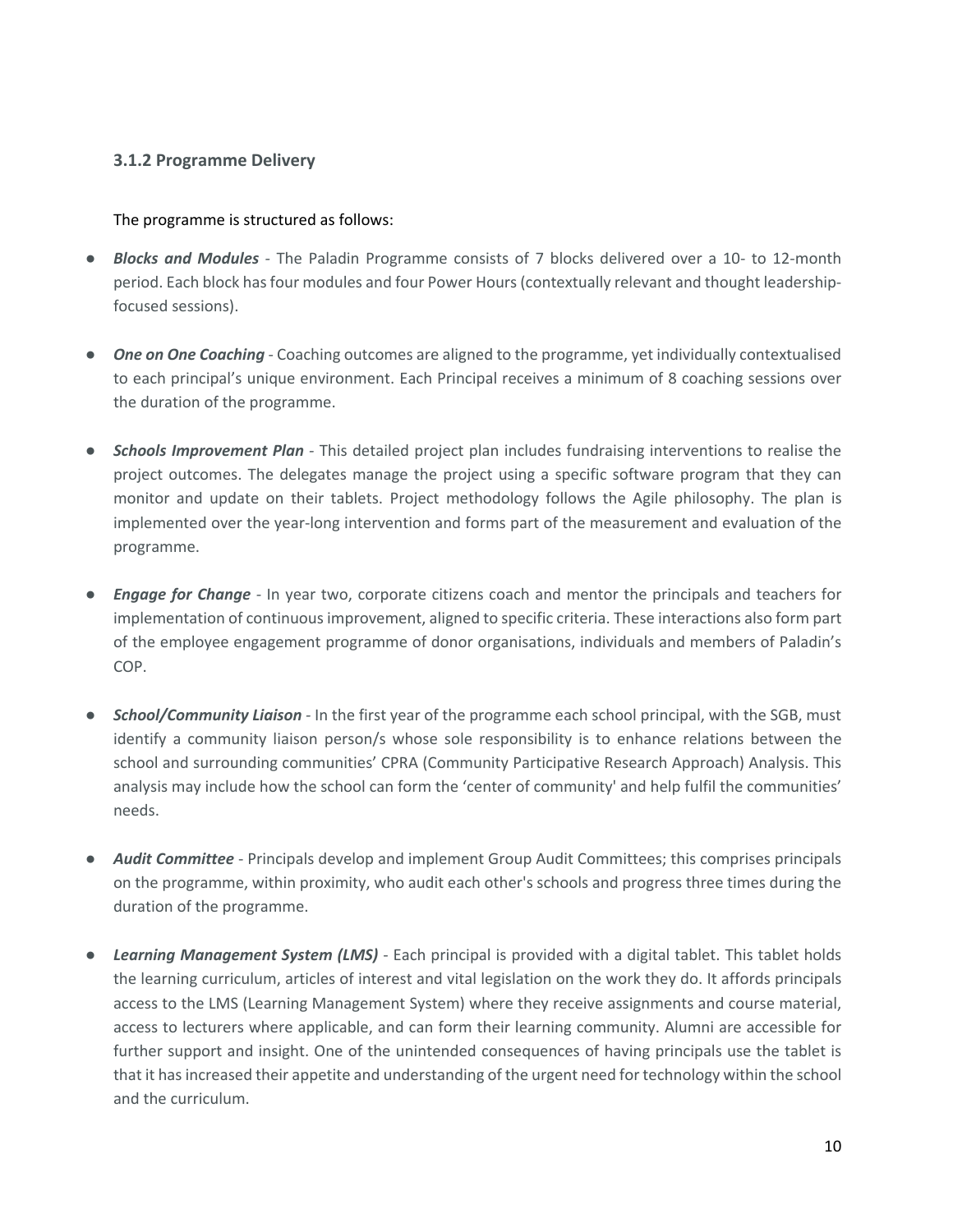### 3.1.2 Programme Delivery

The programme is structured as follows:

- ***Blocks and Modules*** - The Paladin Programme consists of 7 blocks delivered over a 10- to 12-month period. Each block has four modules and four Power Hours (contextually relevant and thought leadership-focused sessions).

- ***One on One Coaching*** - Coaching outcomes are aligned to the programme, yet individually contextualised to each principal's unique environment. Each Principal receives a minimum of 8 coaching sessions over the duration of the programme.

- ***Schools Improvement Plan*** - This detailed project plan includes fundraising interventions to realise the project outcomes. The delegates manage the project using a specific software program that they can monitor and update on their tablets. Project methodology follows the Agile philosophy. The plan is implemented over the year-long intervention and forms part of the measurement and evaluation of the programme.

- ***Engage for Change*** - In year two, corporate citizens coach and mentor the principals and teachers for implementation of continuous improvement, aligned to specific criteria. These interactions also form part of the employee engagement programme of donor organisations, individuals and members of Paladin's COP.

- ***School/Community Liaison*** - In the first year of the programme each school principal, with the SGB, must identify a community liaison person/s whose sole responsibility is to enhance relations between the school and surrounding communities' CPRA (Community Participative Research Approach) Analysis. This analysis may include how the school can form the 'center of community' and help fulfil the communities' needs.

- ***Audit Committee*** - Principals develop and implement Group Audit Committees; this comprises principals on the programme, within proximity, who audit each other's schools and progress three times during the duration of the programme.

- ***Learning Management System (LMS)*** - Each principal is provided with a digital tablet. This tablet holds the learning curriculum, articles of interest and vital legislation on the work they do. It affords principals access to the LMS (Learning Management System) where they receive assignments and course material, access to lecturers where applicable, and can form their learning community. Alumni are accessible for further support and insight. One of the unintended consequences of having principals use the tablet is that it has increased their appetite and understanding of the urgent need for technology within the school and the curriculum.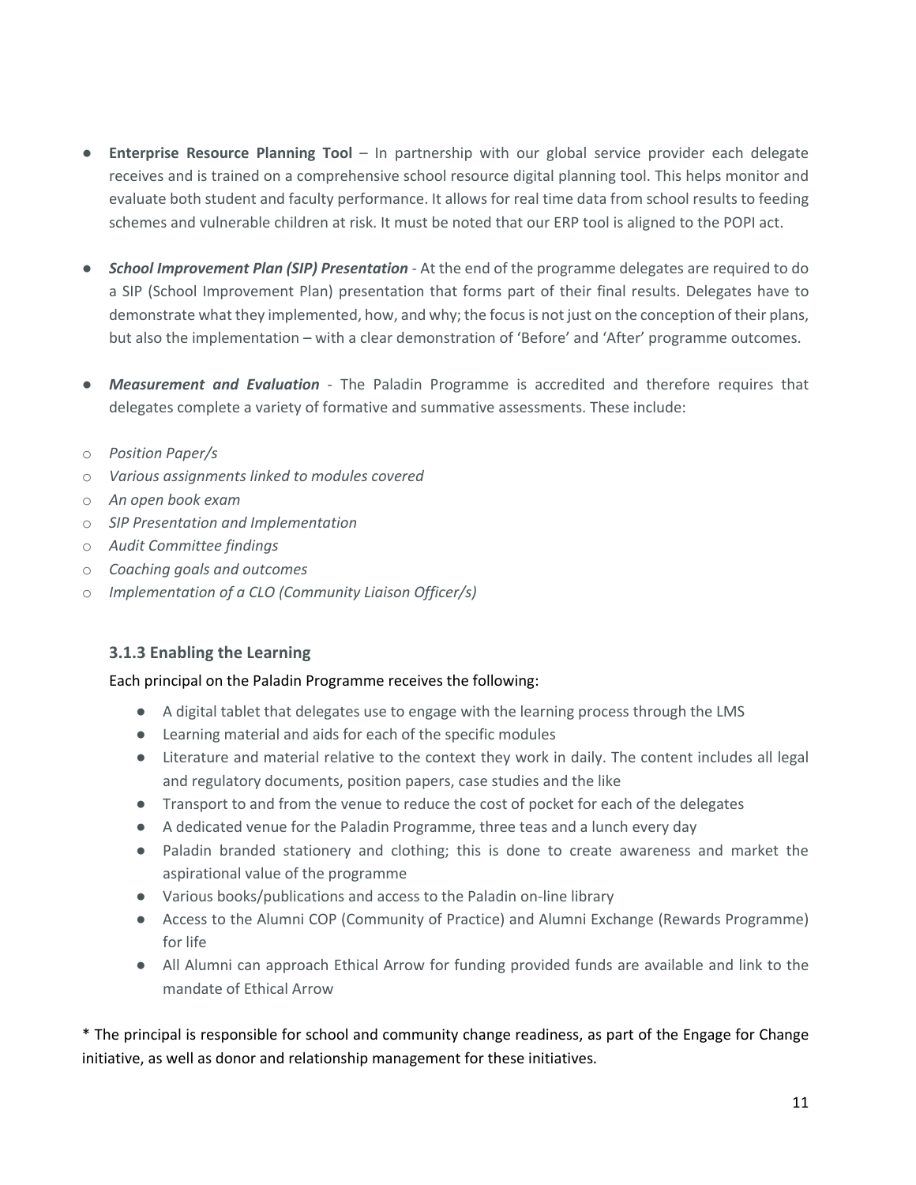- **Enterprise Resource Planning Tool** – In partnership with our global service provider each delegate receives and is trained on a comprehensive school resource digital planning tool. This helps monitor and evaluate both student and faculty performance. It allows for real time data from school results to feeding schemes and vulnerable children at risk. It must be noted that our ERP tool is aligned to the POPI act.

- ***School Improvement Plan (SIP) Presentation*** - At the end of the programme delegates are required to do a SIP (School Improvement Plan) presentation that forms part of their final results. Delegates have to demonstrate what they implemented, how, and why; the focus is not just on the conception of their plans, but also the implementation – with a clear demonstration of 'Before' and 'After' programme outcomes.

- ***Measurement and Evaluation*** - The Paladin Programme is accredited and therefore requires that delegates complete a variety of formative and summative assessments. These include:

  - *Position Paper/s*
  - *Various assignments linked to modules covered*
  - *An open book exam*
  - *SIP Presentation and Implementation*
  - *Audit Committee findings*
  - *Coaching goals and outcomes*
  - *Implementation of a CLO (Community Liaison Officer/s)*

### 3.1.3 Enabling the Learning

Each principal on the Paladin Programme receives the following:

- A digital tablet that delegates use to engage with the learning process through the LMS
- Learning material and aids for each of the specific modules
- Literature and material relative to the context they work in daily. The content includes all legal and regulatory documents, position papers, case studies and the like
- Transport to and from the venue to reduce the cost of pocket for each of the delegates
- A dedicated venue for the Paladin Programme, three teas and a lunch every day
- Paladin branded stationery and clothing; this is done to create awareness and market the aspirational value of the programme
- Various books/publications and access to the Paladin on-line library
- Access to the Alumni COP (Community of Practice) and Alumni Exchange (Rewards Programme) for life
- All Alumni can approach Ethical Arrow for funding provided funds are available and link to the mandate of Ethical Arrow

* The principal is responsible for school and community change readiness, as part of the Engage for Change initiative, as well as donor and relationship management for these initiatives.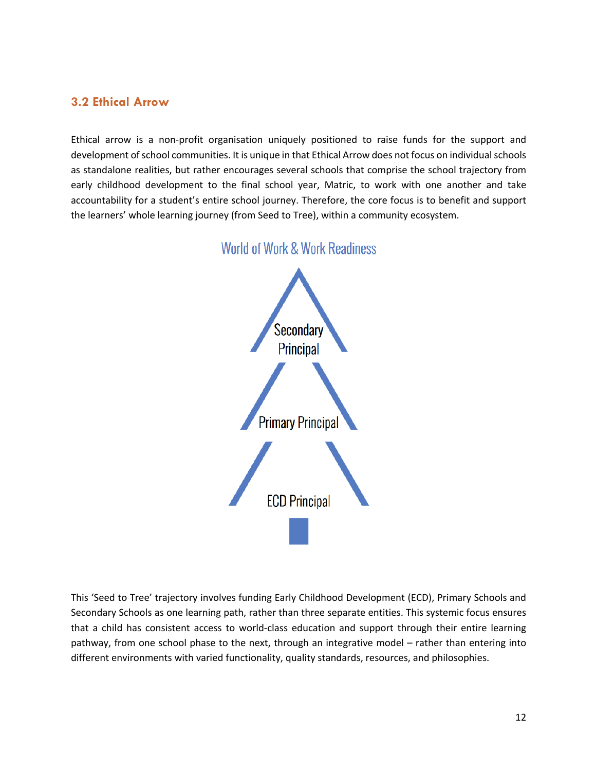## 3.2 Ethical Arrow

Ethical arrow is a non-profit organisation uniquely positioned to raise funds for the support and development of school communities. It is unique in that Ethical Arrow does not focus on individual schools as standalone realities, but rather encourages several schools that comprise the school trajectory from early childhood development to the final school year, Matric, to work with one another and take accountability for a student's entire school journey. Therefore, the core focus is to benefit and support the learners' whole learning journey (from Seed to Tree), within a community ecosystem.

World of Work & Work Readiness

Secondary Principal

Primary Principal

ECD Principal

This 'Seed to Tree' trajectory involves funding Early Childhood Development (ECD), Primary Schools and Secondary Schools as one learning path, rather than three separate entities. This systemic focus ensures that a child has consistent access to world-class education and support through their entire learning pathway, from one school phase to the next, through an integrative model – rather than entering into different environments with varied functionality, quality standards, resources, and philosophies.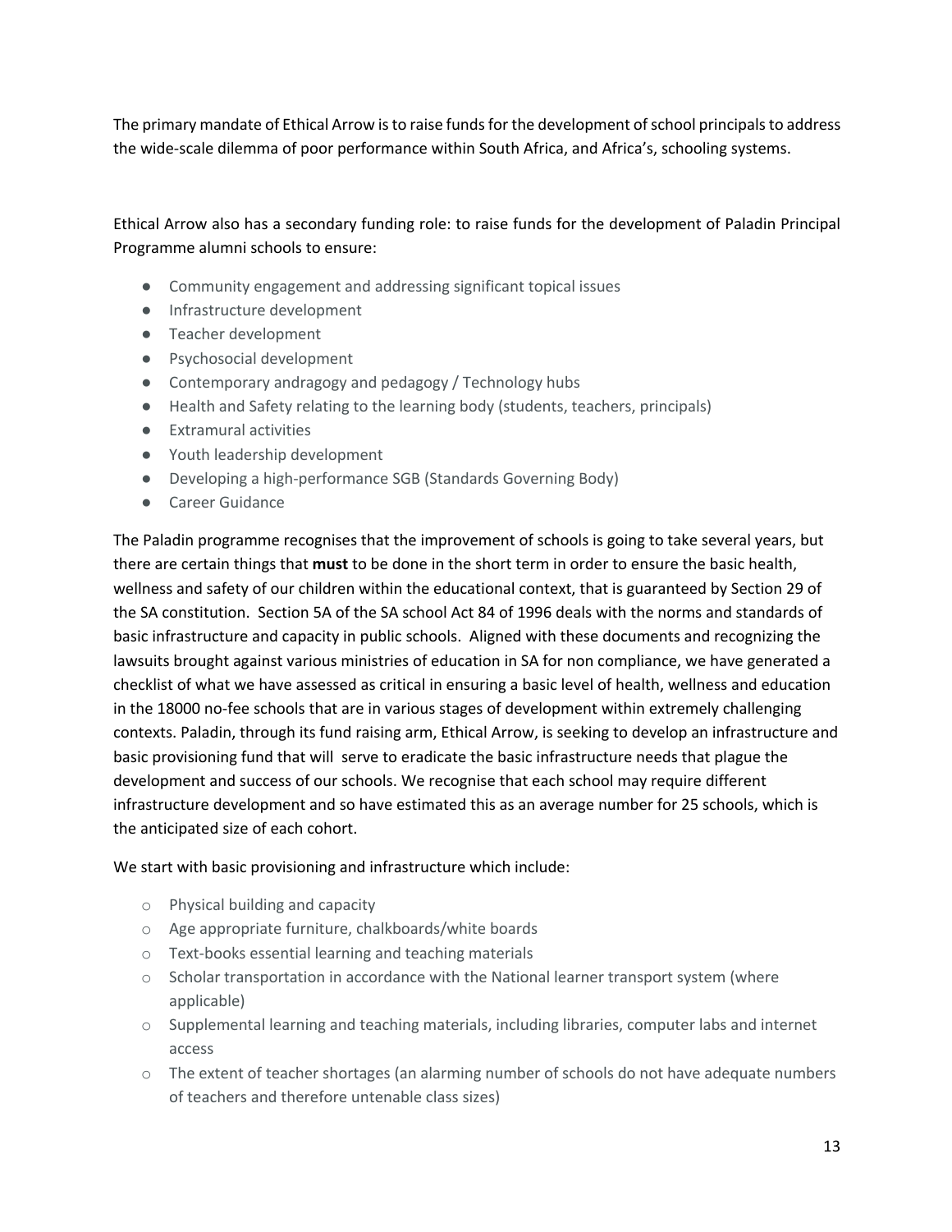The primary mandate of Ethical Arrow is to raise funds for the development of school principals to address the wide-scale dilemma of poor performance within South Africa, and Africa's, schooling systems.

Ethical Arrow also has a secondary funding role: to raise funds for the development of Paladin Principal Programme alumni schools to ensure:

- Community engagement and addressing significant topical issues
- Infrastructure development
- Teacher development
- Psychosocial development
- Contemporary andragogy and pedagogy / Technology hubs
- Health and Safety relating to the learning body (students, teachers, principals)
- Extramural activities
- Youth leadership development
- Developing a high-performance SGB (Standards Governing Body)
- Career Guidance

The Paladin programme recognises that the improvement of schools is going to take several years, but there are certain things that **must** to be done in the short term in order to ensure the basic health, wellness and safety of our children within the educational context, that is guaranteed by Section 29 of the SA constitution. Section 5A of the SA school Act 84 of 1996 deals with the norms and standards of basic infrastructure and capacity in public schools. Aligned with these documents and recognizing the lawsuits brought against various ministries of education in SA for non compliance, we have generated a checklist of what we have assessed as critical in ensuring a basic level of health, wellness and education in the 18000 no-fee schools that are in various stages of development within extremely challenging contexts. Paladin, through its fund raising arm, Ethical Arrow, is seeking to develop an infrastructure and basic provisioning fund that will serve to eradicate the basic infrastructure needs that plague the development and success of our schools. We recognise that each school may require different infrastructure development and so have estimated this as an average number for 25 schools, which is the anticipated size of each cohort.

We start with basic provisioning and infrastructure which include:

- Physical building and capacity
- Age appropriate furniture, chalkboards/white boards
- Text-books essential learning and teaching materials
- Scholar transportation in accordance with the National learner transport system (where applicable)
- Supplemental learning and teaching materials, including libraries, computer labs and internet access
- The extent of teacher shortages (an alarming number of schools do not have adequate numbers of teachers and therefore untenable class sizes)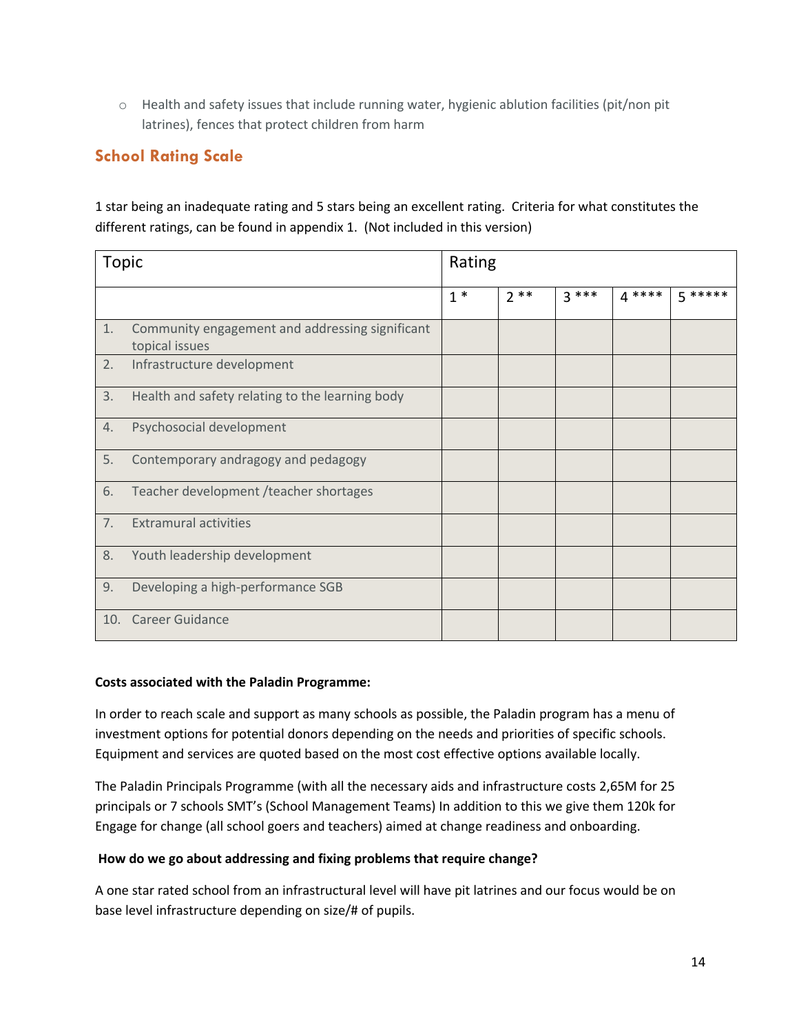- Health and safety issues that include running water, hygienic ablution facilities (pit/non pit latrines), fences that protect children from harm

## School Rating Scale

1 star being an inadequate rating and 5 stars being an excellent rating. Criteria for what constitutes the different ratings, can be found in appendix 1. (Not included in this version)

| Topic | Rating | | | | |
|---|---|---|---|---|---|
| | 1 * | 2 ** | 3 *** | 4 **** | 5 ***** |
| 1. Community engagement and addressing significant topical issues | | | | | |
| 2. Infrastructure development | | | | | |
| 3. Health and safety relating to the learning body | | | | | |
| 4. Psychosocial development | | | | | |
| 5. Contemporary andragogy and pedagogy | | | | | |
| 6. Teacher development /teacher shortages | | | | | |
| 7. Extramural activities | | | | | |
| 8. Youth leadership development | | | | | |
| 9. Developing a high-performance SGB | | | | | |
| 10. Career Guidance | | | | | |

**Costs associated with the Paladin Programme:**

In order to reach scale and support as many schools as possible, the Paladin program has a menu of investment options for potential donors depending on the needs and priorities of specific schools. Equipment and services are quoted based on the most cost effective options available locally.

The Paladin Principals Programme (with all the necessary aids and infrastructure costs 2,65M for 25 principals or 7 schools SMT's (School Management Teams) In addition to this we give them 120k for Engage for change (all school goers and teachers) aimed at change readiness and onboarding.

**How do we go about addressing and fixing problems that require change?**

A one star rated school from an infrastructural level will have pit latrines and our focus would be on base level infrastructure depending on size/# of pupils.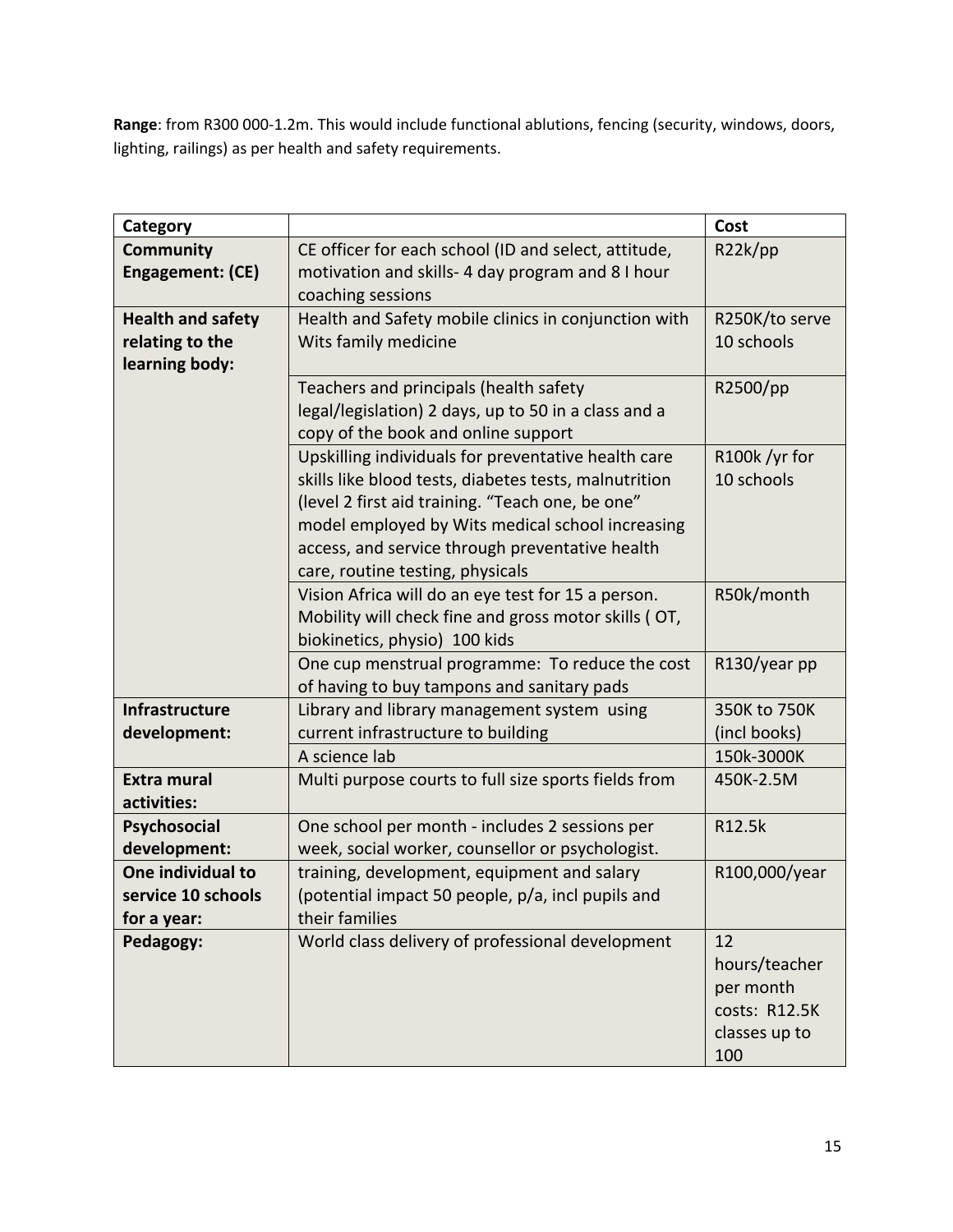**Range**: from R300 000-1.2m. This would include functional ablutions, fencing (security, windows, doors, lighting, railings) as per health and safety requirements.

| **Category** | | **Cost** |
|---|---|---|
| **Community Engagement: (CE)** | CE officer for each school (ID and select, attitude, motivation and skills- 4 day program and 8 I hour coaching sessions | R22k/pp |
| **Health and safety relating to the learning body:** | Health and Safety mobile clinics in conjunction with Wits family medicine | R250K/to serve 10 schools |
| | Teachers and principals (health safety legal/legislation) 2 days, up to 50 in a class and a copy of the book and online support | R2500/pp |
| | Upskilling individuals for preventative health care skills like blood tests, diabetes tests, malnutrition (level 2 first aid training. "Teach one, be one" model employed by Wits medical school increasing access, and service through preventative health care, routine testing, physicals | R100k /yr for 10 schools |
| | Vision Africa will do an eye test for 15 a person. Mobility will check fine and gross motor skills ( OT, biokinetics, physio) 100 kids | R50k/month |
| | One cup menstrual programme: To reduce the cost of having to buy tampons and sanitary pads | R130/year pp |
| **Infrastructure development:** | Library and library management system using current infrastructure to building | 350K to 750K (incl books) |
| | A science lab | 150k-3000K |
| **Extra mural activities:** | Multi purpose courts to full size sports fields from | 450K-2.5M |
| **Psychosocial development:** | One school per month - includes 2 sessions per week, social worker, counsellor or psychologist. | R12.5k |
| **One individual to service 10 schools for a year:** | training, development, equipment and salary (potential impact 50 people, p/a, incl pupils and their families | R100,000/year |
| **Pedagogy:** | World class delivery of professional development | 12 hours/teacher per month costs: R12.5K classes up to 100 |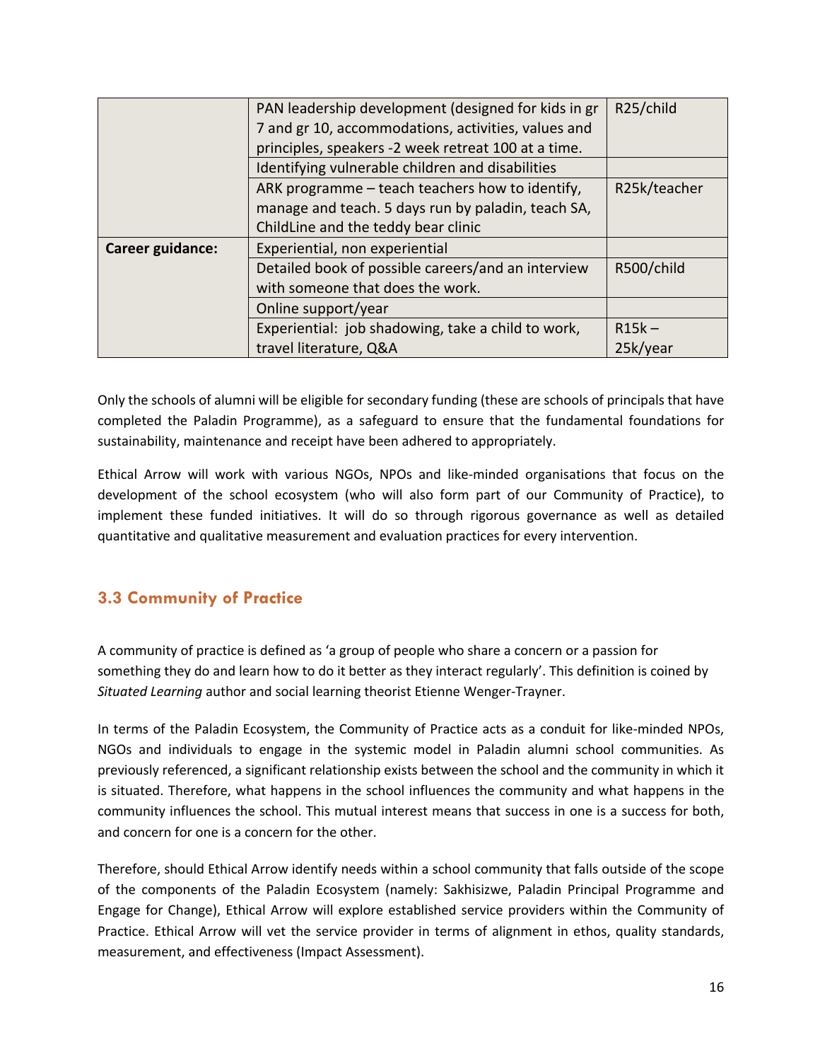| | | |
|---|---|---|
| | PAN leadership development (designed for kids in gr 7 and gr 10, accommodations, activities, values and principles, speakers -2 week retreat 100 at a time. | R25/child |
| | Identifying vulnerable children and disabilities | |
| | ARK programme – teach teachers how to identify, manage and teach. 5 days run by paladin, teach SA, ChildLine and the teddy bear clinic | R25k/teacher |
| **Career guidance:** | Experiential, non experiential | |
| | Detailed book of possible careers/and an interview with someone that does the work. | R500/child |
| | Online support/year | |
| | Experiential: job shadowing, take a child to work, travel literature, Q&A | R15k – 25k/year |

Only the schools of alumni will be eligible for secondary funding (these are schools of principals that have completed the Paladin Programme), as a safeguard to ensure that the fundamental foundations for sustainability, maintenance and receipt have been adhered to appropriately.

Ethical Arrow will work with various NGOs, NPOs and like-minded organisations that focus on the development of the school ecosystem (who will also form part of our Community of Practice), to implement these funded initiatives. It will do so through rigorous governance as well as detailed quantitative and qualitative measurement and evaluation practices for every intervention.

### 3.3 Community of Practice

A community of practice is defined as 'a group of people who share a concern or a passion for something they do and learn how to do it better as they interact regularly'. This definition is coined by *Situated Learning* author and social learning theorist Etienne Wenger-Trayner.

In terms of the Paladin Ecosystem, the Community of Practice acts as a conduit for like-minded NPOs, NGOs and individuals to engage in the systemic model in Paladin alumni school communities. As previously referenced, a significant relationship exists between the school and the community in which it is situated. Therefore, what happens in the school influences the community and what happens in the community influences the school. This mutual interest means that success in one is a success for both, and concern for one is a concern for the other.

Therefore, should Ethical Arrow identify needs within a school community that falls outside of the scope of the components of the Paladin Ecosystem (namely: Sakhisizwe, Paladin Principal Programme and Engage for Change), Ethical Arrow will explore established service providers within the Community of Practice. Ethical Arrow will vet the service provider in terms of alignment in ethos, quality standards, measurement, and effectiveness (Impact Assessment).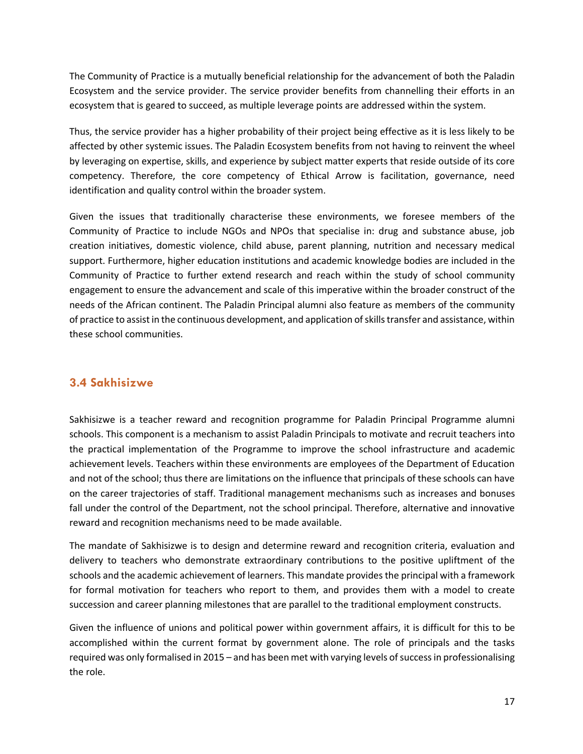The Community of Practice is a mutually beneficial relationship for the advancement of both the Paladin Ecosystem and the service provider. The service provider benefits from channelling their efforts in an ecosystem that is geared to succeed, as multiple leverage points are addressed within the system.

Thus, the service provider has a higher probability of their project being effective as it is less likely to be affected by other systemic issues. The Paladin Ecosystem benefits from not having to reinvent the wheel by leveraging on expertise, skills, and experience by subject matter experts that reside outside of its core competency. Therefore, the core competency of Ethical Arrow is facilitation, governance, need identification and quality control within the broader system.

Given the issues that traditionally characterise these environments, we foresee members of the Community of Practice to include NGOs and NPOs that specialise in: drug and substance abuse, job creation initiatives, domestic violence, child abuse, parent planning, nutrition and necessary medical support. Furthermore, higher education institutions and academic knowledge bodies are included in the Community of Practice to further extend research and reach within the study of school community engagement to ensure the advancement and scale of this imperative within the broader construct of the needs of the African continent. The Paladin Principal alumni also feature as members of the community of practice to assist in the continuous development, and application of skills transfer and assistance, within these school communities.

### 3.4 Sakhisizwe

Sakhisizwe is a teacher reward and recognition programme for Paladin Principal Programme alumni schools. This component is a mechanism to assist Paladin Principals to motivate and recruit teachers into the practical implementation of the Programme to improve the school infrastructure and academic achievement levels. Teachers within these environments are employees of the Department of Education and not of the school; thus there are limitations on the influence that principals of these schools can have on the career trajectories of staff. Traditional management mechanisms such as increases and bonuses fall under the control of the Department, not the school principal. Therefore, alternative and innovative reward and recognition mechanisms need to be made available.

The mandate of Sakhisizwe is to design and determine reward and recognition criteria, evaluation and delivery to teachers who demonstrate extraordinary contributions to the positive upliftment of the schools and the academic achievement of learners. This mandate provides the principal with a framework for formal motivation for teachers who report to them, and provides them with a model to create succession and career planning milestones that are parallel to the traditional employment constructs.

Given the influence of unions and political power within government affairs, it is difficult for this to be accomplished within the current format by government alone. The role of principals and the tasks required was only formalised in 2015 – and has been met with varying levels of success in professionalising the role.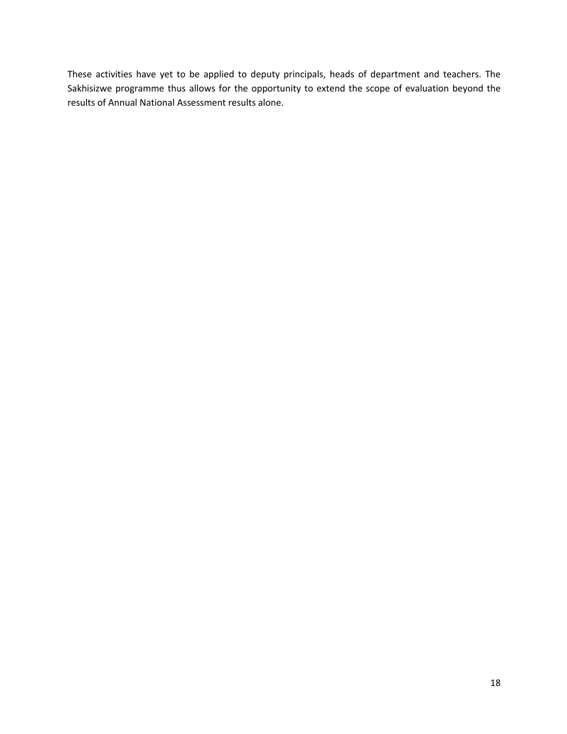These activities have yet to be applied to deputy principals, heads of department and teachers. The Sakhisizwe programme thus allows for the opportunity to extend the scope of evaluation beyond the results of Annual National Assessment results alone.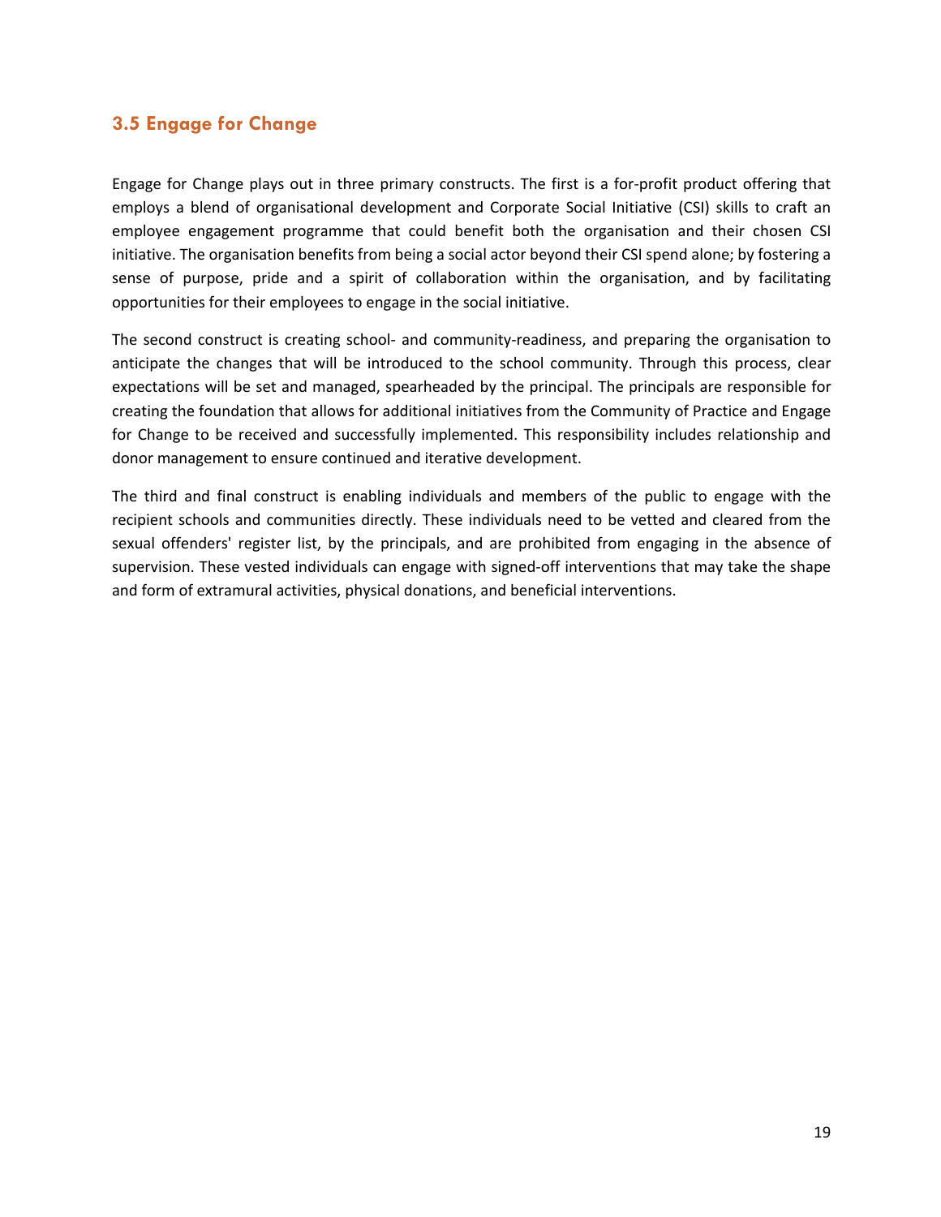### 3.5 Engage for Change

Engage for Change plays out in three primary constructs. The first is a for-profit product offering that employs a blend of organisational development and Corporate Social Initiative (CSI) skills to craft an employee engagement programme that could benefit both the organisation and their chosen CSI initiative. The organisation benefits from being a social actor beyond their CSI spend alone; by fostering a sense of purpose, pride and a spirit of collaboration within the organisation, and by facilitating opportunities for their employees to engage in the social initiative.

The second construct is creating school- and community-readiness, and preparing the organisation to anticipate the changes that will be introduced to the school community. Through this process, clear expectations will be set and managed, spearheaded by the principal. The principals are responsible for creating the foundation that allows for additional initiatives from the Community of Practice and Engage for Change to be received and successfully implemented. This responsibility includes relationship and donor management to ensure continued and iterative development.

The third and final construct is enabling individuals and members of the public to engage with the recipient schools and communities directly. These individuals need to be vetted and cleared from the sexual offenders' register list, by the principals, and are prohibited from engaging in the absence of supervision. These vested individuals can engage with signed-off interventions that may take the shape and form of extramural activities, physical donations, and beneficial interventions.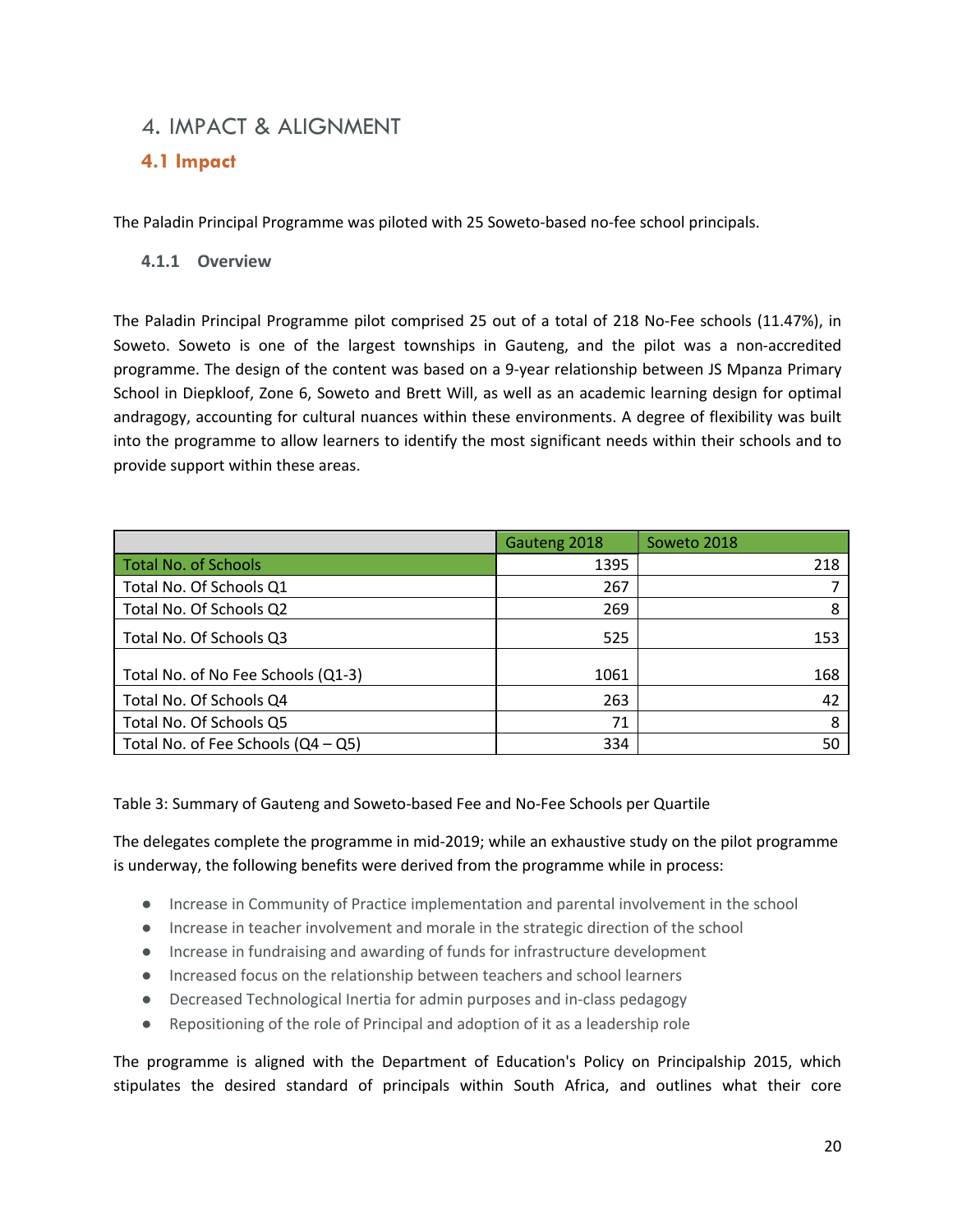# 4. IMPACT & ALIGNMENT

## 4.1 Impact

The Paladin Principal Programme was piloted with 25 Soweto-based no-fee school principals.

### 4.1.1 Overview

The Paladin Principal Programme pilot comprised 25 out of a total of 218 No-Fee schools (11.47%), in Soweto. Soweto is one of the largest townships in Gauteng, and the pilot was a non-accredited programme. The design of the content was based on a 9-year relationship between JS Mpanza Primary School in Diepkloof, Zone 6, Soweto and Brett Will, as well as an academic learning design for optimal andragogy, accounting for cultural nuances within these environments. A degree of flexibility was built into the programme to allow learners to identify the most significant needs within their schools and to provide support within these areas.

| | Gauteng 2018 | Soweto 2018 |
|---|---|---|
| Total No. of Schools | 1395 | 218 |
| Total No. Of Schools Q1 | 267 | 7 |
| Total No. Of Schools Q2 | 269 | 8 |
| Total No. Of Schools Q3 | 525 | 153 |
| Total No. of No Fee Schools (Q1-3) | 1061 | 168 |
| Total No. Of Schools Q4 | 263 | 42 |
| Total No. Of Schools Q5 | 71 | 8 |
| Total No. of Fee Schools (Q4 – Q5) | 334 | 50 |

Table 3: Summary of Gauteng and Soweto-based Fee and No-Fee Schools per Quartile

The delegates complete the programme in mid-2019; while an exhaustive study on the pilot programme is underway, the following benefits were derived from the programme while in process:

- Increase in Community of Practice implementation and parental involvement in the school
- Increase in teacher involvement and morale in the strategic direction of the school
- Increase in fundraising and awarding of funds for infrastructure development
- Increased focus on the relationship between teachers and school learners
- Decreased Technological Inertia for admin purposes and in-class pedagogy
- Repositioning of the role of Principal and adoption of it as a leadership role

The programme is aligned with the Department of Education's Policy on Principalship 2015, which stipulates the desired standard of principals within South Africa, and outlines what their core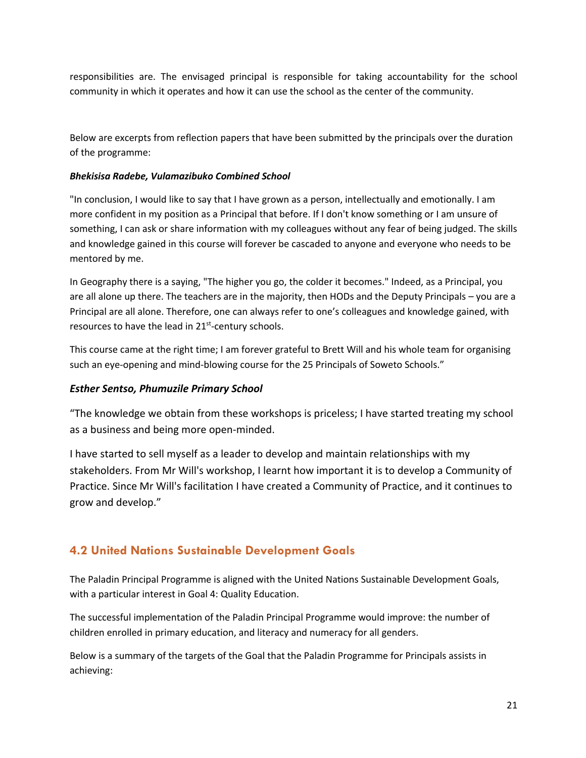responsibilities are. The envisaged principal is responsible for taking accountability for the school community in which it operates and how it can use the school as the center of the community.

Below are excerpts from reflection papers that have been submitted by the principals over the duration of the programme:

***Bhekisisa Radebe, Vulamazibuko Combined School***

"In conclusion, I would like to say that I have grown as a person, intellectually and emotionally. I am more confident in my position as a Principal that before. If I don't know something or I am unsure of something, I can ask or share information with my colleagues without any fear of being judged. The skills and knowledge gained in this course will forever be cascaded to anyone and everyone who needs to be mentored by me.

In Geography there is a saying, "The higher you go, the colder it becomes." Indeed, as a Principal, you are all alone up there. The teachers are in the majority, then HODs and the Deputy Principals – you are a Principal are all alone. Therefore, one can always refer to one's colleagues and knowledge gained, with resources to have the lead in 21st-century schools.

This course came at the right time; I am forever grateful to Brett Will and his whole team for organising such an eye-opening and mind-blowing course for the 25 Principals of Soweto Schools."

***Esther Sentso, Phumuzile Primary School***

"The knowledge we obtain from these workshops is priceless; I have started treating my school as a business and being more open-minded.

I have started to sell myself as a leader to develop and maintain relationships with my stakeholders. From Mr Will's workshop, I learnt how important it is to develop a Community of Practice. Since Mr Will's facilitation I have created a Community of Practice, and it continues to grow and develop."

## 4.2 United Nations Sustainable Development Goals

The Paladin Principal Programme is aligned with the United Nations Sustainable Development Goals, with a particular interest in Goal 4: Quality Education.

The successful implementation of the Paladin Principal Programme would improve: the number of children enrolled in primary education, and literacy and numeracy for all genders.

Below is a summary of the targets of the Goal that the Paladin Programme for Principals assists in achieving: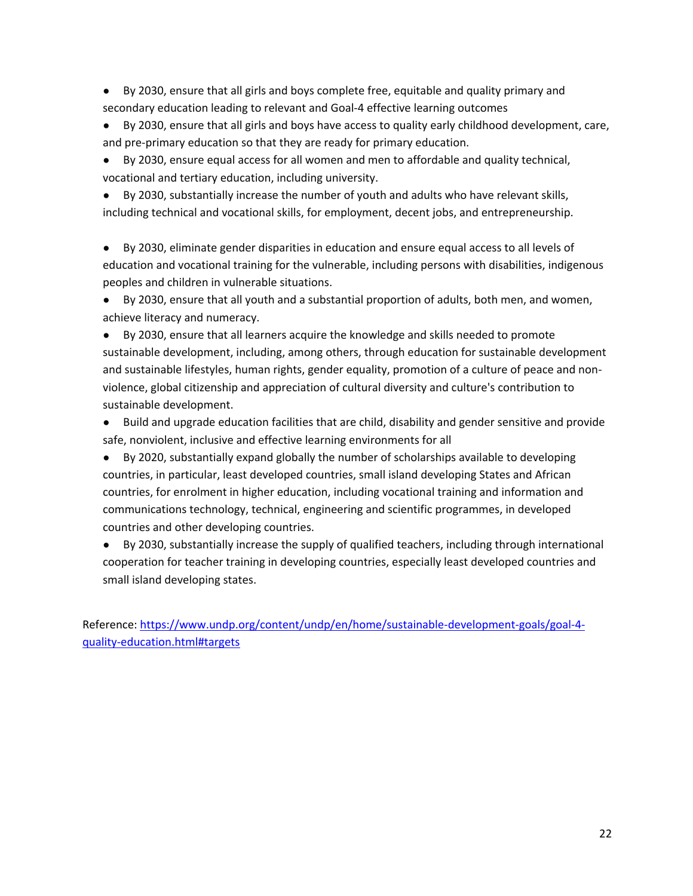- By 2030, ensure that all girls and boys complete free, equitable and quality primary and secondary education leading to relevant and Goal-4 effective learning outcomes
- By 2030, ensure that all girls and boys have access to quality early childhood development, care, and pre-primary education so that they are ready for primary education.
- By 2030, ensure equal access for all women and men to affordable and quality technical, vocational and tertiary education, including university.
- By 2030, substantially increase the number of youth and adults who have relevant skills, including technical and vocational skills, for employment, decent jobs, and entrepreneurship.

- By 2030, eliminate gender disparities in education and ensure equal access to all levels of education and vocational training for the vulnerable, including persons with disabilities, indigenous peoples and children in vulnerable situations.
- By 2030, ensure that all youth and a substantial proportion of adults, both men, and women, achieve literacy and numeracy.
- By 2030, ensure that all learners acquire the knowledge and skills needed to promote sustainable development, including, among others, through education for sustainable development and sustainable lifestyles, human rights, gender equality, promotion of a culture of peace and non-violence, global citizenship and appreciation of cultural diversity and culture's contribution to sustainable development.
- Build and upgrade education facilities that are child, disability and gender sensitive and provide safe, nonviolent, inclusive and effective learning environments for all
- By 2020, substantially expand globally the number of scholarships available to developing countries, in particular, least developed countries, small island developing States and African countries, for enrolment in higher education, including vocational training and information and communications technology, technical, engineering and scientific programmes, in developed countries and other developing countries.
- By 2030, substantially increase the supply of qualified teachers, including through international cooperation for teacher training in developing countries, especially least developed countries and small island developing states.

Reference: [https://www.undp.org/content/undp/en/home/sustainable-development-goals/goal-4-quality-education.html#targets](https://www.undp.org/content/undp/en/home/sustainable-development-goals/goal-4-quality-education.html#targets)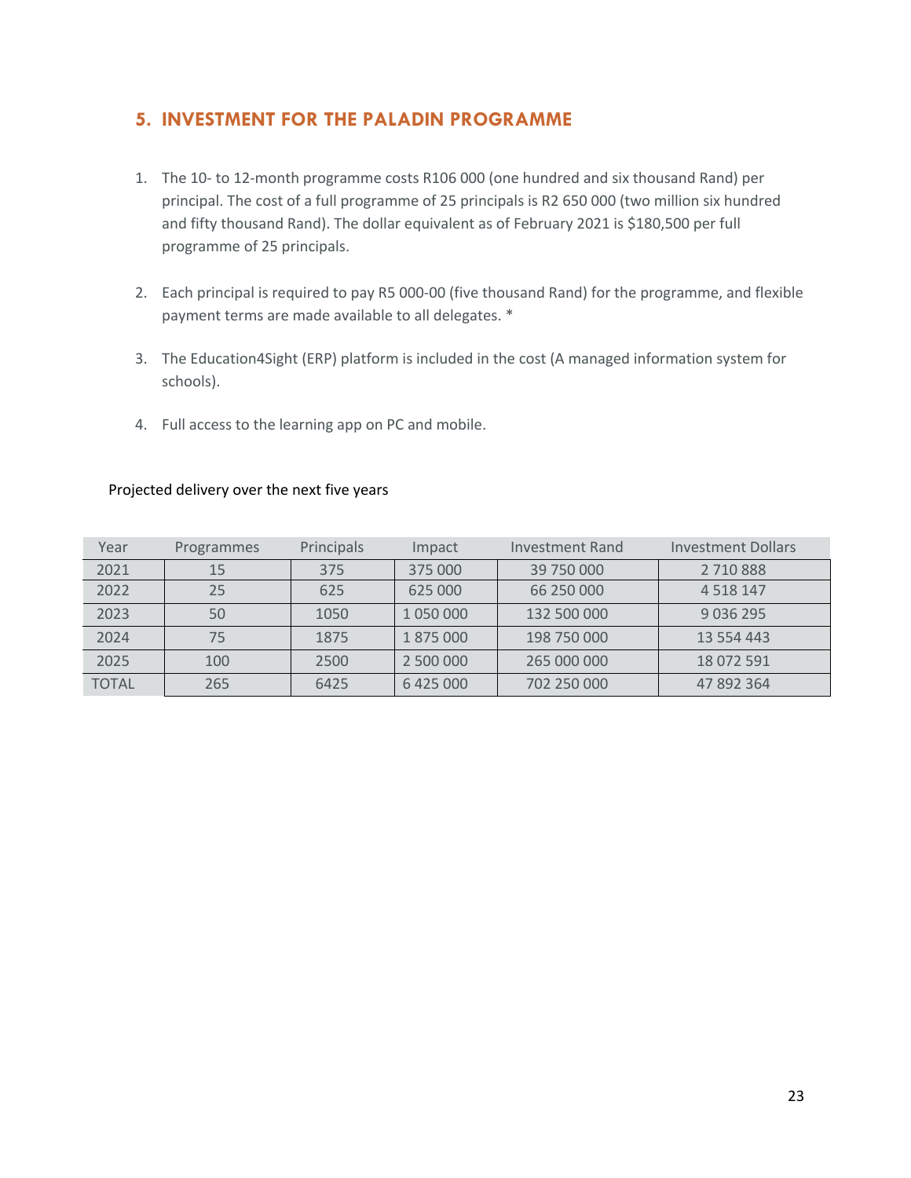## 5. INVESTMENT FOR THE PALADIN PROGRAMME

1. The 10- to 12-month programme costs R106 000 (one hundred and six thousand Rand) per principal. The cost of a full programme of 25 principals is R2 650 000 (two million six hundred and fifty thousand Rand). The dollar equivalent as of February 2021 is $180,500 per full programme of 25 principals.

2. Each principal is required to pay R5 000-00 (five thousand Rand) for the programme, and flexible payment terms are made available to all delegates. *

3. The Education4Sight (ERP) platform is included in the cost (A managed information system for schools).

4. Full access to the learning app on PC and mobile.

Projected delivery over the next five years

| Year | Programmes | Principals | Impact | Investment Rand | Investment Dollars |
|---|---|---|---|---|---|
| 2021 | 15 | 375 | 375 000 | 39 750 000 | 2 710 888 |
| 2022 | 25 | 625 | 625 000 | 66 250 000 | 4 518 147 |
| 2023 | 50 | 1050 | 1 050 000 | 132 500 000 | 9 036 295 |
| 2024 | 75 | 1875 | 1 875 000 | 198 750 000 | 13 554 443 |
| 2025 | 100 | 2500 | 2 500 000 | 265 000 000 | 18 072 591 |
| TOTAL | 265 | 6425 | 6 425 000 | 702 250 000 | 47 892 364 |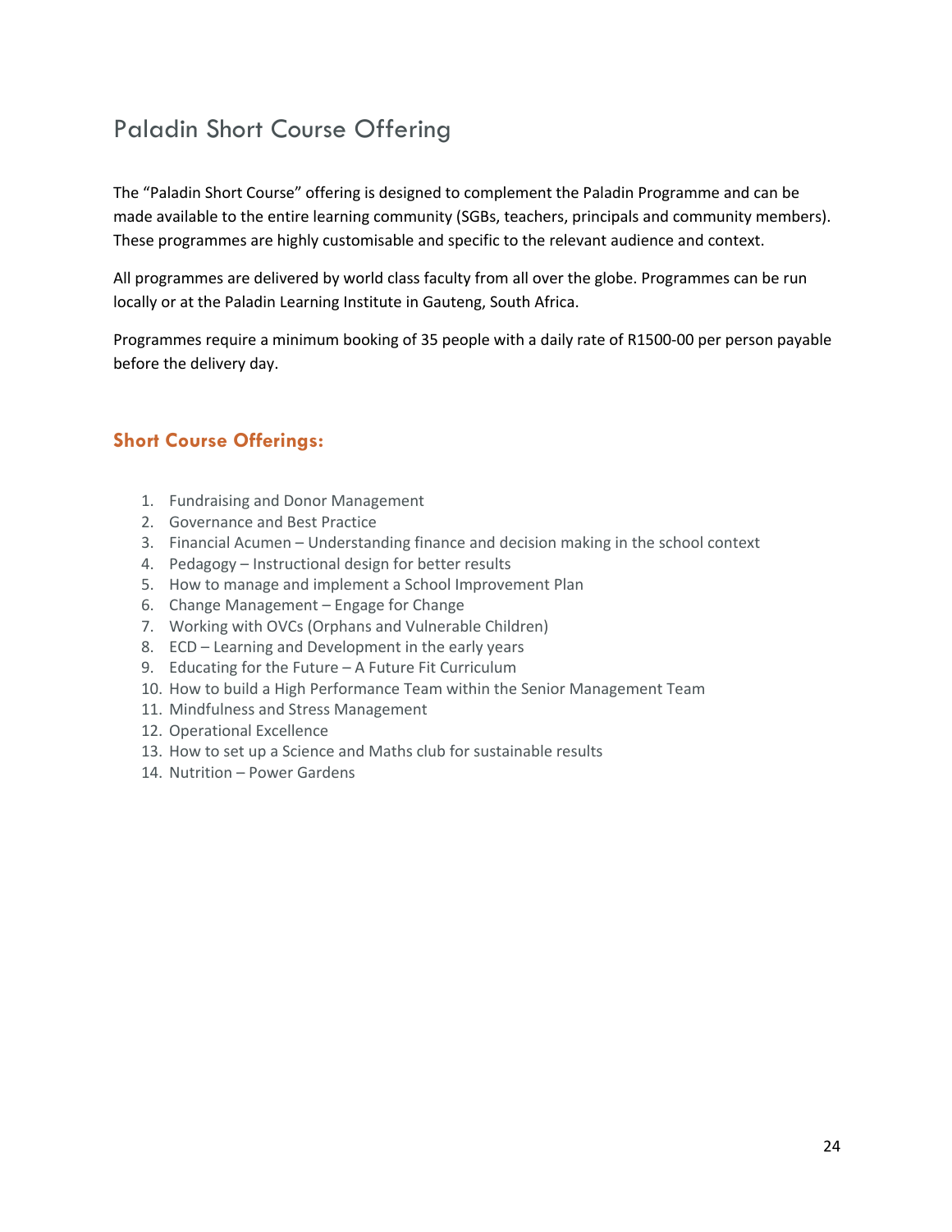# Paladin Short Course Offering

The "Paladin Short Course" offering is designed to complement the Paladin Programme and can be made available to the entire learning community (SGBs, teachers, principals and community members). These programmes are highly customisable and specific to the relevant audience and context.

All programmes are delivered by world class faculty from all over the globe. Programmes can be run locally or at the Paladin Learning Institute in Gauteng, South Africa.

Programmes require a minimum booking of 35 people with a daily rate of R1500-00 per person payable before the delivery day.

## Short Course Offerings:

1. Fundraising and Donor Management
2. Governance and Best Practice
3. Financial Acumen – Understanding finance and decision making in the school context
4. Pedagogy – Instructional design for better results
5. How to manage and implement a School Improvement Plan
6. Change Management – Engage for Change
7. Working with OVCs (Orphans and Vulnerable Children)
8. ECD – Learning and Development in the early years
9. Educating for the Future – A Future Fit Curriculum
10. How to build a High Performance Team within the Senior Management Team
11. Mindfulness and Stress Management
12. Operational Excellence
13. How to set up a Science and Maths club for sustainable results
14. Nutrition – Power Gardens